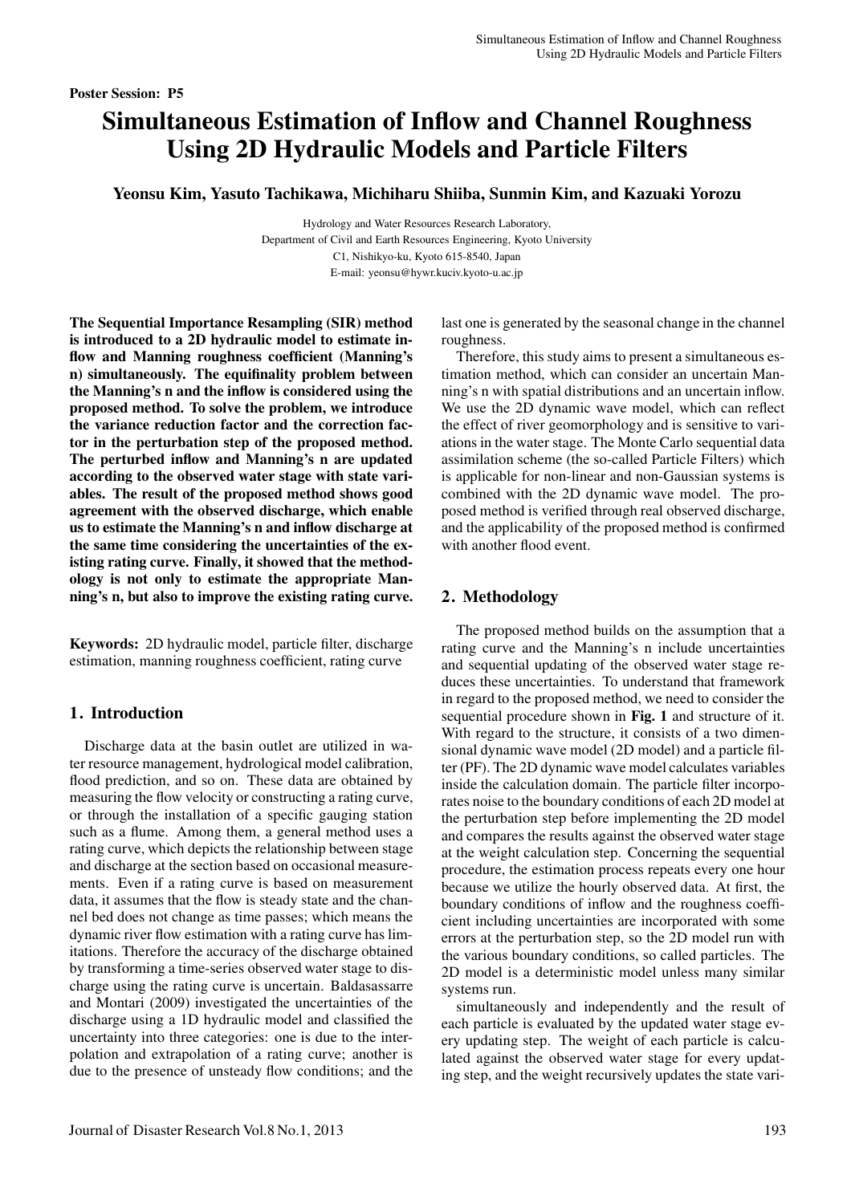Poster Session: P5

# Simultaneous Estimation of Inflow and Channel Roughness Using 2D Hydraulic Models and Particle Filters

**Yeonsu Kim, Yasuto Tachikawa, Michiharu Shiiba, Sunmin Kim, and Kazuaki Yorozu**

Hydrology and Water Resources Research Laboratory,
Department of Civil and Earth Resources Engineering, Kyoto University
C1, Nishikyo-ku, Kyoto 615-8540, Japan
E-mail: yeonsu@hywr.kuciv.kyoto-u.ac.jp

**The Sequential Importance Resampling (SIR) method is introduced to a 2D hydraulic model to estimate inflow and Manning roughness coefficient (Manning's n) simultaneously. The equifinality problem between the Manning's n and the inflow is considered using the proposed method. To solve the problem, we introduce the variance reduction factor and the correction factor in the perturbation step of the proposed method. The perturbed inflow and Manning's n are updated according to the observed water stage with state variables. The result of the proposed method shows good agreement with the observed discharge, which enable us to estimate the Manning's n and inflow discharge at the same time considering the uncertainties of the existing rating curve. Finally, it showed that the methodology is not only to estimate the appropriate Manning's n, but also to improve the existing rating curve.**

**Keywords:** 2D hydraulic model, particle filter, discharge estimation, manning roughness coefficient, rating curve

## 1. Introduction

Discharge data at the basin outlet are utilized in water resource management, hydrological model calibration, flood prediction, and so on. These data are obtained by measuring the flow velocity or constructing a rating curve, or through the installation of a specific gauging station such as a flume. Among them, a general method uses a rating curve, which depicts the relationship between stage and discharge at the section based on occasional measurements. Even if a rating curve is based on measurement data, it assumes that the flow is steady state and the channel bed does not change as time passes; which means the dynamic river flow estimation with a rating curve has limitations. Therefore the accuracy of the discharge obtained by transforming a time-series observed water stage to discharge using the rating curve is uncertain. Baldasassarre and Montari (2009) investigated the uncertainties of the discharge using a 1D hydraulic model and classified the uncertainty into three categories: one is due to the interpolation and extrapolation of a rating curve; another is due to the presence of unsteady flow conditions; and the last one is generated by the seasonal change in the channel roughness.

Therefore, this study aims to present a simultaneous estimation method, which can consider an uncertain Manning's n with spatial distributions and an uncertain inflow. We use the 2D dynamic wave model, which can reflect the effect of river geomorphology and is sensitive to variations in the water stage. The Monte Carlo sequential data assimilation scheme (the so-called Particle Filters) which is applicable for non-linear and non-Gaussian systems is combined with the 2D dynamic wave model. The proposed method is verified through real observed discharge, and the applicability of the proposed method is confirmed with another flood event.

## 2. Methodology

The proposed method builds on the assumption that a rating curve and the Manning's n include uncertainties and sequential updating of the observed water stage reduces these uncertainties. To understand that framework in regard to the proposed method, we need to consider the sequential procedure shown in **Fig. 1** and structure of it. With regard to the structure, it consists of a two dimensional dynamic wave model (2D model) and a particle filter (PF). The 2D dynamic wave model calculates variables inside the calculation domain. The particle filter incorporates noise to the boundary conditions of each 2D model at the perturbation step before implementing the 2D model and compares the results against the observed water stage at the weight calculation step. Concerning the sequential procedure, the estimation process repeats every one hour because we utilize the hourly observed data. At first, the boundary conditions of inflow and the roughness coefficient including uncertainties are incorporated with some errors at the perturbation step, so the 2D model run with the various boundary conditions, so called particles. The 2D model is a deterministic model unless many similar systems run.

simultaneously and independently and the result of each particle is evaluated by the updated water stage every updating step. The weight of each particle is calculated against the observed water stage for every updating step, and the weight recursively updates the state vari-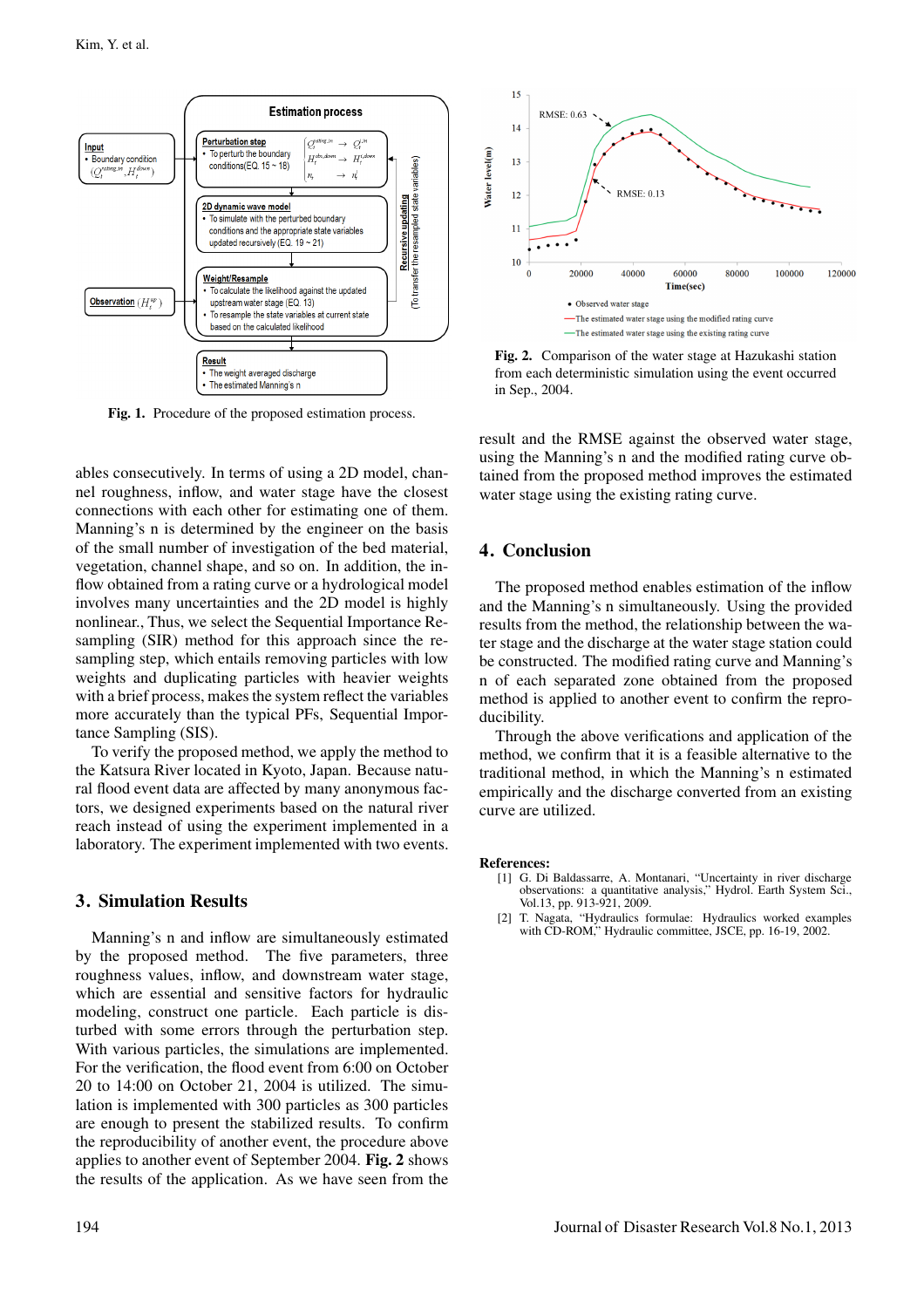Estimation process

Input
- Boundary condition ($Q_t^{rating,in}$, $H_t^{down}$)

Perturbation step
- To perturb the boundary conditions(EQ. 15 ~ 18)

$Q_t^{rating,in} \rightarrow Q_t^{in}$
$H_t^{obs,down} \rightarrow H_t^{down}$
$n_t \rightarrow n_t^i$

2D dynamic wave model
- To simulate with the perturbed boundary conditions and the appropriate state variables updated recursively (EQ. 19 ~ 21)

Observation ($H_t^{up}$)

Weight/Resample
- To calculate the likelihood against the updated upstream water stage (EQ. 13)
- To resample the state variables at current state based on the calculated likelihood

Recursive updating
(To transfer the resampled state variables)

Result
- The weight averaged discharge
- The estimated Manning's n

**Fig. 1.** Procedure of the proposed estimation process.

ables consecutively. In terms of using a 2D model, channel roughness, inflow, and water stage have the closest connections with each other for estimating one of them. Manning's n is determined by the engineer on the basis of the small number of investigation of the bed material, vegetation, channel shape, and so on. In addition, the inflow obtained from a rating curve or a hydrological model involves many uncertainties and the 2D model is highly nonlinear., Thus, we select the Sequential Importance Resampling (SIR) method for this approach since the resampling step, which entails removing particles with low weights and duplicating particles with heavier weights with a brief process, makes the system reflect the variables more accurately than the typical PFs, Sequential Importance Sampling (SIS).

To verify the proposed method, we apply the method to the Katsura River located in Kyoto, Japan. Because natural flood event data are affected by many anonymous factors, we designed experiments based on the natural river reach instead of using the experiment implemented in a laboratory. The experiment implemented with two events.

## 3. Simulation Results

Manning's n and inflow are simultaneously estimated by the proposed method. The five parameters, three roughness values, inflow, and downstream water stage, which are essential and sensitive factors for hydraulic modeling, construct one particle. Each particle is disturbed with some errors through the perturbation step. With various particles, the simulations are implemented. For the verification, the flood event from 6:00 on October 20 to 14:00 on October 21, 2004 is utilized. The simulation is implemented with 300 particles as 300 particles are enough to present the stabilized results. To confirm the reproducibility of another event, the procedure above applies to another event of September 2004. **Fig. 2** shows the results of the application. As we have seen from the result and the RMSE against the observed water stage, using the Manning's n and the modified rating curve obtained from the proposed method improves the estimated water stage using the existing rating curve.

RMSE: 0.63
RMSE: 0.13
Water level(m)
15
14
13
12
11
10
0
20000
40000
60000
80000
100000
120000
Time(sec)
Observed water stage
The estimated water stage using the modified rating curve
The estimated water stage using the existing rating curve

**Fig. 2.** Comparison of the water stage at Hazukashi station from each deterministic simulation using the event occurred in Sep., 2004.

## 4. Conclusion

The proposed method enables estimation of the inflow and the Manning's n simultaneously. Using the provided results from the method, the relationship between the water stage and the discharge at the water stage station could be constructed. The modified rating curve and Manning's n of each separated zone obtained from the proposed method is applied to another event to confirm the reproducibility.

Through the above verifications and application of the method, we confirm that it is a feasible alternative to the traditional method, in which the Manning's n estimated empirically and the discharge converted from an existing curve are utilized.

**References:**

[1] G. Di Baldassarre, A. Montanari, "Uncertainty in river discharge observations: a quantitative analysis," Hydrol. Earth System Sci., Vol.13, pp. 913-921, 2009.

[2] T. Nagata, "Hydraulics formulae: Hydraulics worked examples with CD-ROM," Hydraulic committee, JSCE, pp. 16-19, 2002.